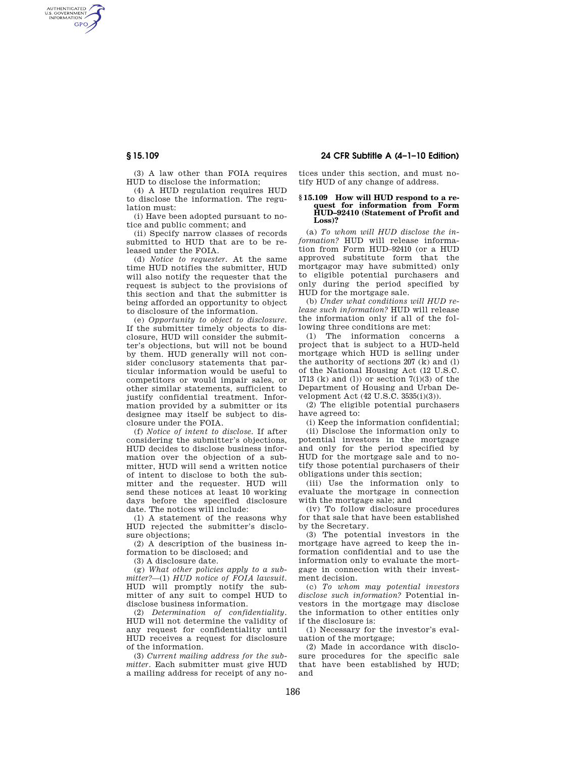(3) A law other than FOIA requires HUD to disclose the information;

(4) A HUD regulation requires HUD to disclose the information. The regulation must:

(i) Have been adopted pursuant to notice and public comment; and

(ii) Specify narrow classes of records submitted to HUD that are to be released under the FOIA.

(d) *Notice to requester.* At the same time HUD notifies the submitter, HUD will also notify the requester that the request is subject to the provisions of this section and that the submitter is being afforded an opportunity to object to disclosure of the information.

(e) *Opportunity to object to disclosure.* If the submitter timely objects to disclosure, HUD will consider the submitter's objections, but will not be bound by them. HUD generally will not consider conclusory statements that particular information would be useful to competitors or would impair sales, or other similar statements, sufficient to justify confidential treatment. Information provided by a submitter or its designee may itself be subject to disclosure under the FOIA.

(f) *Notice of intent to disclose.* If after considering the submitter's objections, HUD decides to disclose business information over the objection of a submitter, HUD will send a written notice of intent to disclose to both the submitter and the requester. HUD will send these notices at least 10 working days before the specified disclosure date. The notices will include:

(1) A statement of the reasons why HUD rejected the submitter's disclosure objections;

(2) A description of the business information to be disclosed; and

(3) A disclosure date.

(g) *What other policies apply to a submitter?*—(1) *HUD notice of FOIA lawsuit.* HUD will promptly notify the submitter of any suit to compel HUD to disclose business information.

(2) *Determination of confidentiality.* HUD will not determine the validity of any request for confidentiality until HUD receives a request for disclosure of the information.

(3) *Current mailing address for the submitter.* Each submitter must give HUD a mailing address for receipt of any notices under this section, and must notify HUD of any change of address.

### § 15.109 How will HUD respond to a request for information from Form HUD–92410 (Statement of Profit and Loss)?

(a) *To whom will HUD disclose the information?* HUD will release information from Form HUD–92410 (or a HUD approved substitute form that the mortgagor may have submitted) only to eligible potential purchasers and only during the period specified by HUD for the mortgage sale.

(b) *Under what conditions will HUD release such information?* HUD will release the information only if all of the following three conditions are met:

(1) The information concerns a project that is subject to a HUD-held mortgage which HUD is selling under the authority of sections 207 (k) and (l) of the National Housing Act (12 U.S.C. 1713 (k) and (l)) or section 7(i)(3) of the Department of Housing and Urban Development Act (42 U.S.C. 3535(i)(3)).

(2) The eligible potential purchasers have agreed to:

(i) Keep the information confidential;

(ii) Disclose the information only to potential investors in the mortgage and only for the period specified by HUD for the mortgage sale and to notify those potential purchasers of their obligations under this section;

(iii) Use the information only to evaluate the mortgage in connection with the mortgage sale; and

(iv) To follow disclosure procedures for that sale that have been established by the Secretary.

(3) The potential investors in the mortgage have agreed to keep the information confidential and to use the information only to evaluate the mortgage in connection with their investment decision.

(c) *To whom may potential investors disclose such information?* Potential investors in the mortgage may disclose the information to other entities only if the disclosure is:

(1) Necessary for the investor's evaluation of the mortgage;

(2) Made in accordance with disclosure procedures for the specific sale that have been established by HUD; and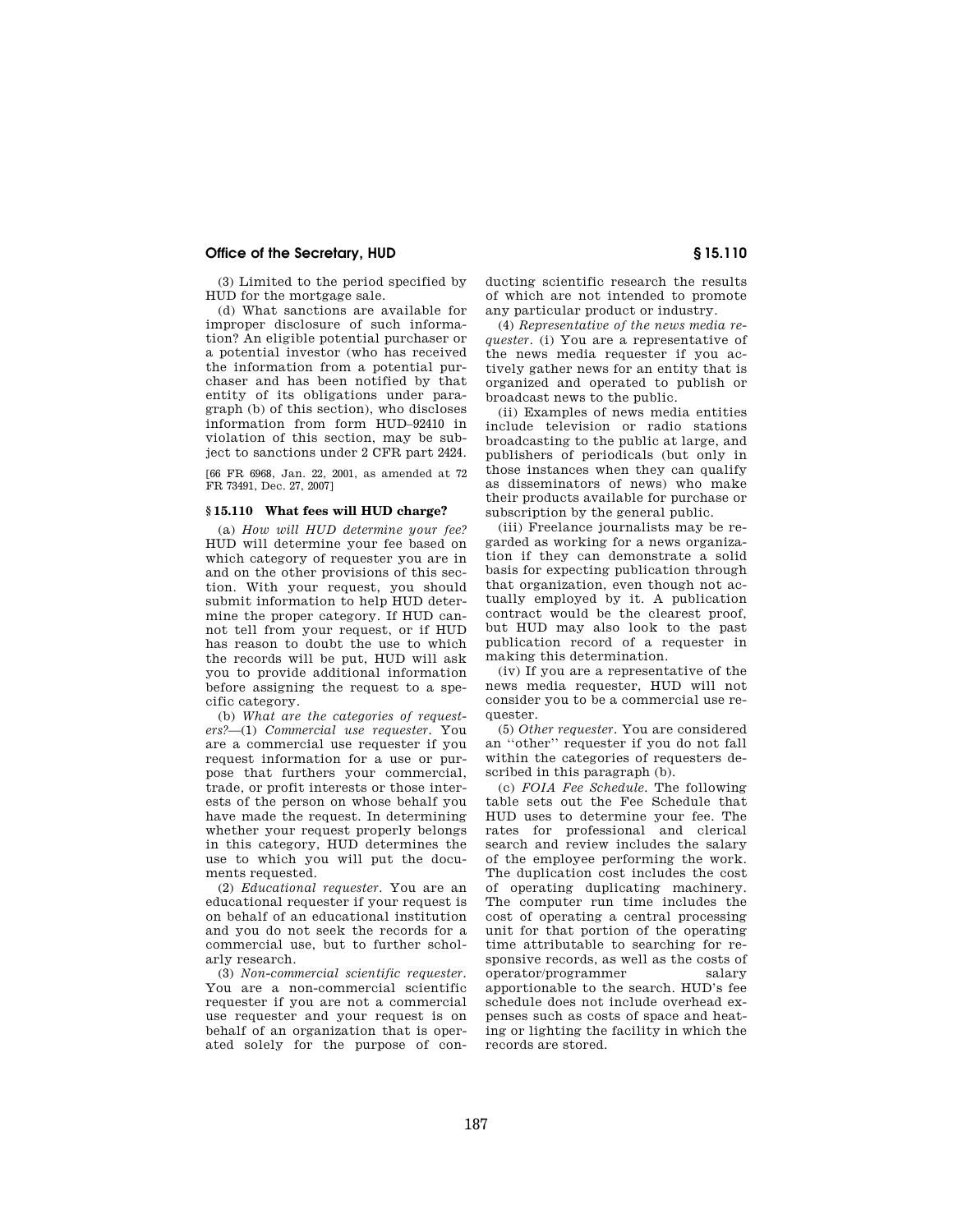(3) Limited to the period specified by HUD for the mortgage sale.

(d) What sanctions are available for improper disclosure of such information? An eligible potential purchaser or a potential investor (who has received the information from a potential purchaser and has been notified by that entity of its obligations under paragraph (b) of this section), who discloses information from form HUD–92410 in violation of this section, may be subject to sanctions under 2 CFR part 2424.

[66 FR 6968, Jan. 22, 2001, as amended at 72 FR 73491, Dec. 27, 2007]

## § 15.110 What fees will HUD charge?

(a) *How will HUD determine your fee?* HUD will determine your fee based on which category of requester you are in and on the other provisions of this section. With your request, you should submit information to help HUD determine the proper category. If HUD cannot tell from your request, or if HUD has reason to doubt the use to which the records will be put, HUD will ask you to provide additional information before assigning the request to a specific category.

(b) *What are the categories of requesters?*—(1) *Commercial use requester.* You are a commercial use requester if you request information for a use or purpose that furthers your commercial, trade, or profit interests or those interests of the person on whose behalf you have made the request. In determining whether your request properly belongs in this category, HUD determines the use to which you will put the documents requested.

(2) *Educational requester.* You are an educational requester if your request is on behalf of an educational institution and you do not seek the records for a commercial use, but to further scholarly research.

(3) *Non-commercial scientific requester.* You are a non-commercial scientific requester if you are not a commercial use requester and your request is on behalf of an organization that is operated solely for the purpose of conducting scientific research the results of which are not intended to promote any particular product or industry.

(4) *Representative of the news media requester.* (i) You are a representative of the news media requester if you actively gather news for an entity that is organized and operated to publish or broadcast news to the public.

(ii) Examples of news media entities include television or radio stations broadcasting to the public at large, and publishers of periodicals (but only in those instances when they can qualify as disseminators of news) who make their products available for purchase or subscription by the general public.

(iii) Freelance journalists may be regarded as working for a news organization if they can demonstrate a solid basis for expecting publication through that organization, even though not actually employed by it. A publication contract would be the clearest proof, but HUD may also look to the past publication record of a requester in making this determination.

(iv) If you are a representative of the news media requester, HUD will not consider you to be a commercial use requester.

(5) *Other requester.* You are considered an ''other'' requester if you do not fall within the categories of requesters described in this paragraph (b).

(c) *FOIA Fee Schedule.* The following table sets out the Fee Schedule that HUD uses to determine your fee. The rates for professional and clerical search and review includes the salary of the employee performing the work. The duplication cost includes the cost of operating duplicating machinery. The computer run time includes the cost of operating a central processing unit for that portion of the operating time attributable to searching for responsive records, as well as the costs of operator/programmer salary apportionable to the search. HUD's fee schedule does not include overhead expenses such as costs of space and heating or lighting the facility in which the records are stored.